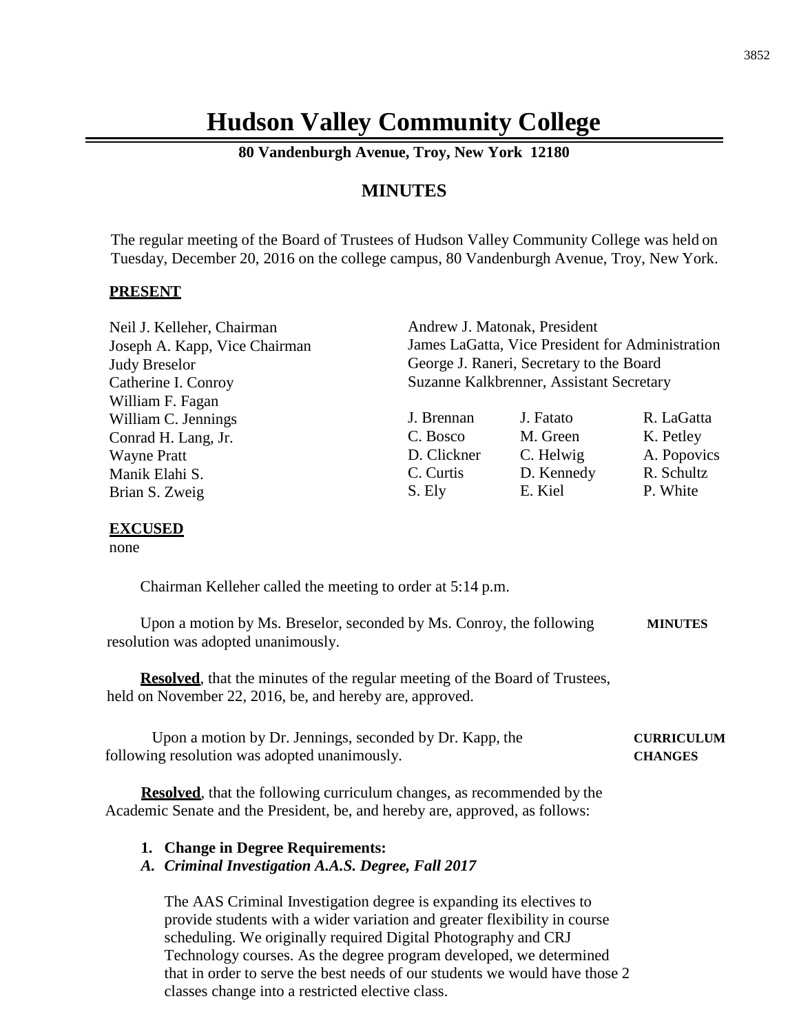# Hudson Valley Community College

**80 Vandenburgh Avenue, Troy, New York 12180**

## MINUTES

The regular meeting of the Board of Trustees of Hudson Valley Community College was held on Tuesday, December 20, 2016 on the college campus, 80 Vandenburgh Avenue, Troy, New York.

**PRESENT**

Neil J. Kelleher, Chairman
Joseph A. Kapp, Vice Chairman
Judy Breselor
Catherine I. Conroy
William F. Fagan
William C. Jennings
Conrad H. Lang, Jr.
Wayne Pratt
Manik Elahi S.
Brian S. Zweig

Andrew J. Matonak, President
James LaGatta, Vice President for Administration
George J. Raneri, Secretary to the Board
Suzanne Kalkbrenner, Assistant Secretary

| | | |
|---|---|---|
| J. Brennan | J. Fatato | R. LaGatta |
| C. Bosco | M. Green | K. Petley |
| D. Clickner | C. Helwig | A. Popovics |
| C. Curtis | D. Kennedy | R. Schultz |
| S. Ely | E. Kiel | P. White |

**EXCUSED**

none

Chairman Kelleher called the meeting to order at 5:14 p.m.

**MINUTES**

Upon a motion by Ms. Breselor, seconded by Ms. Conroy, the following resolution was adopted unanimously.

**Resolved**, that the minutes of the regular meeting of the Board of Trustees, held on November 22, 2016, be, and hereby are, approved.

**CURRICULUM CHANGES**

Upon a motion by Dr. Jennings, seconded by Dr. Kapp, the following resolution was adopted unanimously.

**Resolved**, that the following curriculum changes, as recommended by the Academic Senate and the President, be, and hereby are, approved, as follows:

1. **Change in Degree Requirements:**

*A. Criminal Investigation A.A.S. Degree, Fall 2017*

The AAS Criminal Investigation degree is expanding its electives to provide students with a wider variation and greater flexibility in course scheduling. We originally required Digital Photography and CRJ Technology courses. As the degree program developed, we determined that in order to serve the best needs of our students we would have those 2 classes change into a restricted elective class.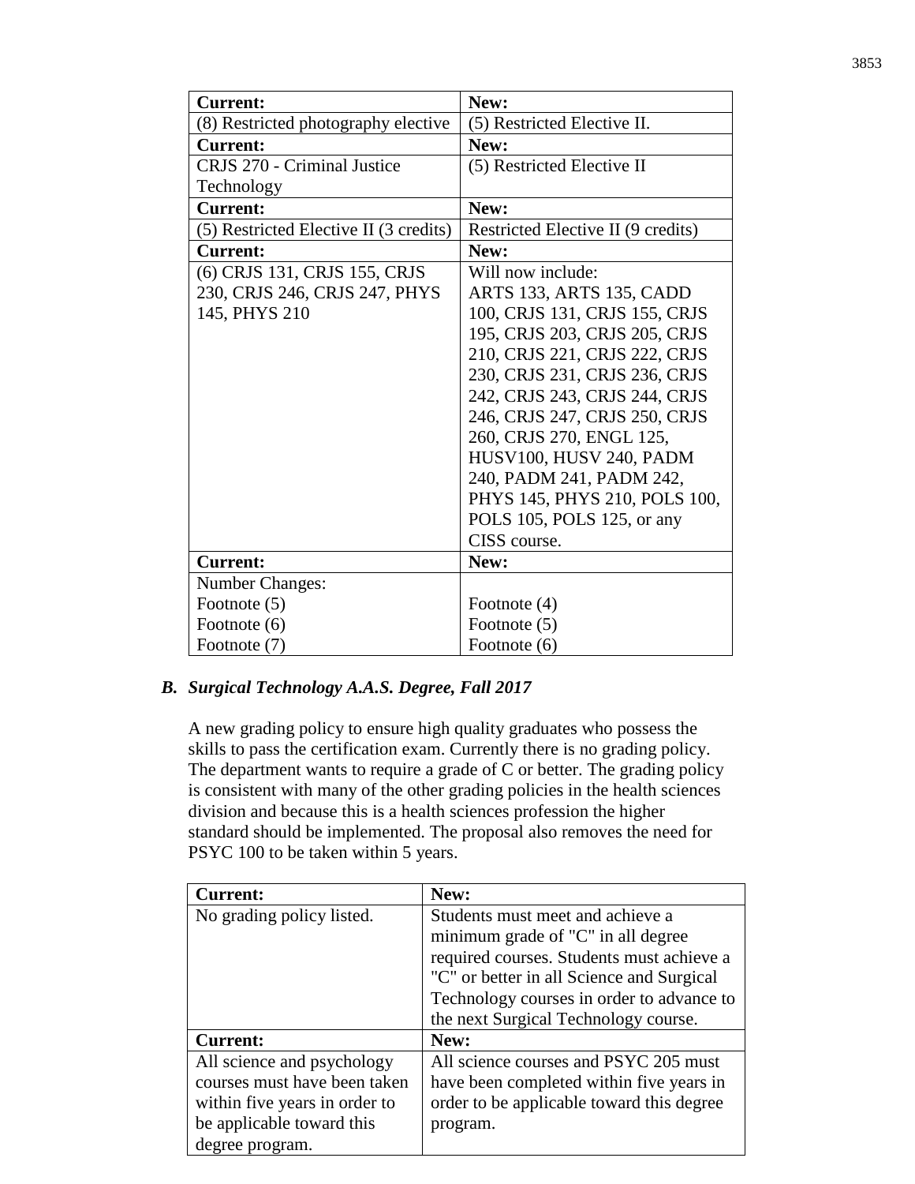| Current: | New: |
| --- | --- |
| (8) Restricted photography elective | (5) Restricted Elective II. |
| **Current:** | **New:** |
| CRJS 270 - Criminal Justice Technology | (5) Restricted Elective II |
| **Current:** | **New:** |
| (5) Restricted Elective II (3 credits) | Restricted Elective II (9 credits) |
| **Current:** | **New:** |
| (6) CRJS 131, CRJS 155, CRJS 230, CRJS 246, CRJS 247, PHYS 145, PHYS 210 | Will now include: ARTS 133, ARTS 135, CADD 100, CRJS 131, CRJS 155, CRJS 195, CRJS 203, CRJS 205, CRJS 210, CRJS 221, CRJS 222, CRJS 230, CRJS 231, CRJS 236, CRJS 242, CRJS 243, CRJS 244, CRJS 246, CRJS 247, CRJS 250, CRJS 260, CRJS 270, ENGL 125, HUSV100, HUSV 240, PADM 240, PADM 241, PADM 242, PHYS 145, PHYS 210, POLS 100, POLS 105, POLS 125, or any CISS course. |
| **Current:** | **New:** |
| Number Changes:<br>Footnote (5)<br>Footnote (6)<br>Footnote (7) | <br>Footnote (4)<br>Footnote (5)<br>Footnote (6) |

### *B. Surgical Technology A.A.S. Degree, Fall 2017*

A new grading policy to ensure high quality graduates who possess the skills to pass the certification exam. Currently there is no grading policy. The department wants to require a grade of C or better. The grading policy is consistent with many of the other grading policies in the health sciences division and because this is a health sciences profession the higher standard should be implemented. The proposal also removes the need for PSYC 100 to be taken within 5 years.

| Current: | New: |
| --- | --- |
| No grading policy listed. | Students must meet and achieve a minimum grade of "C" in all degree required courses. Students must achieve a "C" or better in all Science and Surgical Technology courses in order to advance to the next Surgical Technology course. |
| **Current:** | **New:** |
| All science and psychology courses must have been taken within five years in order to be applicable toward this degree program. | All science courses and PSYC 205 must have been completed within five years in order to be applicable toward this degree program. |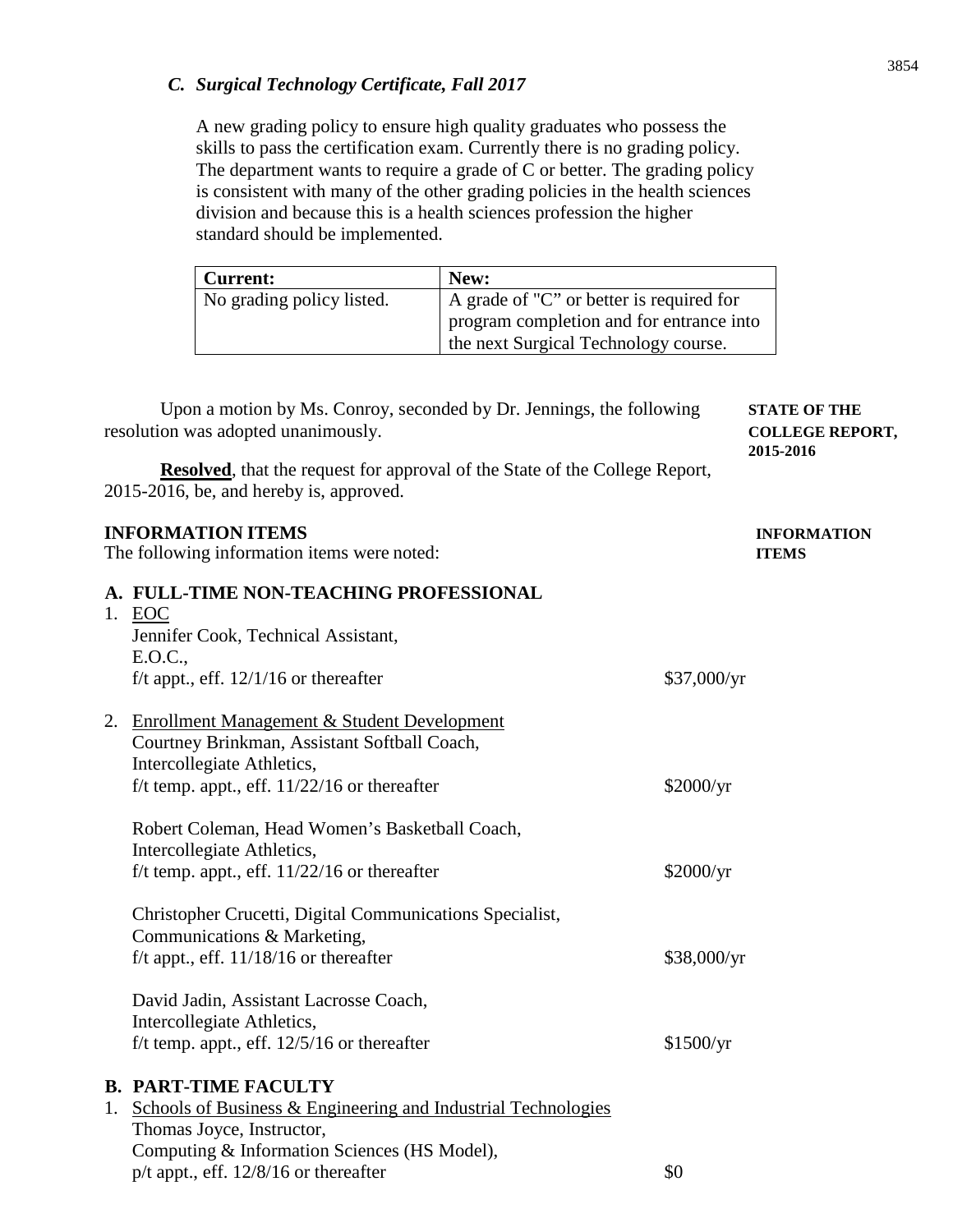### *C. Surgical Technology Certificate, Fall 2017*

A new grading policy to ensure high quality graduates who possess the skills to pass the certification exam. Currently there is no grading policy. The department wants to require a grade of C or better. The grading policy is consistent with many of the other grading policies in the health sciences division and because this is a health sciences profession the higher standard should be implemented.

| **Current:** | **New:** |
|---|---|
| No grading policy listed. | A grade of "C" or better is required for program completion and for entrance into the next Surgical Technology course. |

**STATE OF THE COLLEGE REPORT, 2015-2016**

Upon a motion by Ms. Conroy, seconded by Dr. Jennings, the following resolution was adopted unanimously.

**Resolved**, that the request for approval of the State of the College Report, 2015-2016, be, and hereby is, approved.

**INFORMATION ITEMS**

**INFORMATION ITEMS**
The following information items were noted:

**A. FULL-TIME NON-TEACHING PROFESSIONAL**

1. EOC
   Jennifer Cook, Technical Assistant,
   E.O.C.,
   f/t appt., eff. 12/1/16 or thereafter — $37,000/yr

2. Enrollment Management & Student Development
   Courtney Brinkman, Assistant Softball Coach,
   Intercollegiate Athletics,
   f/t temp. appt., eff. 11/22/16 or thereafter — $2000/yr

   Robert Coleman, Head Women's Basketball Coach,
   Intercollegiate Athletics,
   f/t temp. appt., eff. 11/22/16 or thereafter — $2000/yr

   Christopher Crucetti, Digital Communications Specialist,
   Communications & Marketing,
   f/t appt., eff. 11/18/16 or thereafter — $38,000/yr

   David Jadin, Assistant Lacrosse Coach,
   Intercollegiate Athletics,
   f/t temp. appt., eff. 12/5/16 or thereafter — $1500/yr

**B. PART-TIME FACULTY**

1. Schools of Business & Engineering and Industrial Technologies
   Thomas Joyce, Instructor,
   Computing & Information Sciences (HS Model),
   p/t appt., eff. 12/8/16 or thereafter — $0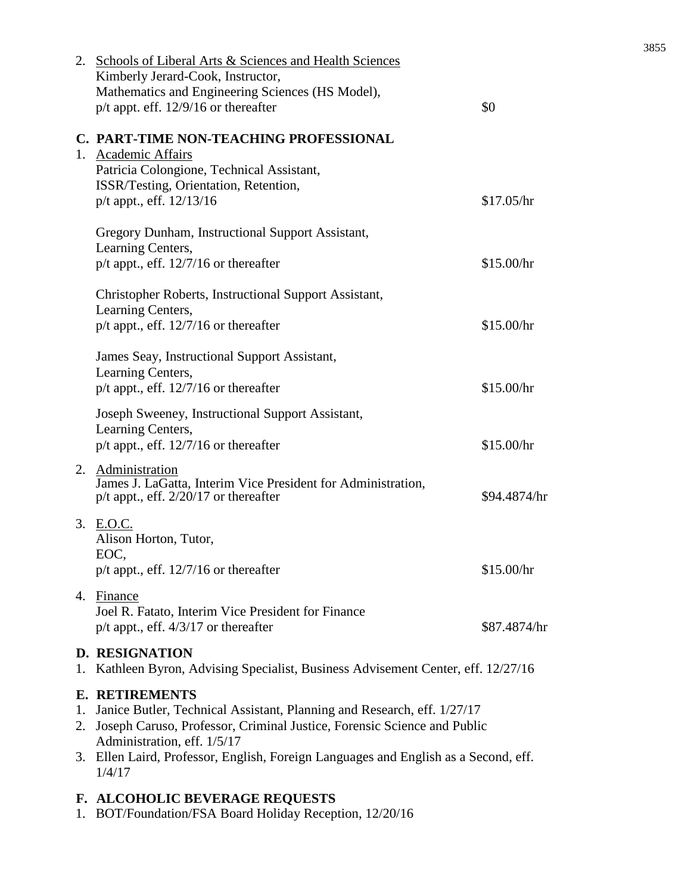2. <u>Schools of Liberal Arts & Sciences and Health Sciences</u>
   Kimberly Jerard-Cook, Instructor,
   Mathematics and Engineering Sciences (HS Model),
   p/t appt. eff. 12/9/16 or thereafter — $0

**C. PART-TIME NON-TEACHING PROFESSIONAL**

1. <u>Academic Affairs</u>
   Patricia Colongione, Technical Assistant,
   ISSR/Testing, Orientation, Retention,
   p/t appt., eff. 12/13/16 — $17.05/hr

   Gregory Dunham, Instructional Support Assistant,
   Learning Centers,
   p/t appt., eff. 12/7/16 or thereafter — $15.00/hr

   Christopher Roberts, Instructional Support Assistant,
   Learning Centers,
   p/t appt., eff. 12/7/16 or thereafter — $15.00/hr

   James Seay, Instructional Support Assistant,
   Learning Centers,
   p/t appt., eff. 12/7/16 or thereafter — $15.00/hr

   Joseph Sweeney, Instructional Support Assistant,
   Learning Centers,
   p/t appt., eff. 12/7/16 or thereafter — $15.00/hr

2. <u>Administration</u>
   James J. LaGatta, Interim Vice President for Administration,
   p/t appt., eff. 2/20/17 or thereafter — $94.4874/hr

3. <u>E.O.C.</u>
   Alison Horton, Tutor,
   EOC,
   p/t appt., eff. 12/7/16 or thereafter — $15.00/hr

4. <u>Finance</u>
   Joel R. Fatato, Interim Vice President for Finance
   p/t appt., eff. 4/3/17 or thereafter — $87.4874/hr

**D. RESIGNATION**

1. Kathleen Byron, Advising Specialist, Business Advisement Center, eff. 12/27/16

**E. RETIREMENTS**

1. Janice Butler, Technical Assistant, Planning and Research, eff. 1/27/17
2. Joseph Caruso, Professor, Criminal Justice, Forensic Science and Public Administration, eff. 1/5/17
3. Ellen Laird, Professor, English, Foreign Languages and English as a Second, eff. 1/4/17

**F. ALCOHOLIC BEVERAGE REQUESTS**

1. BOT/Foundation/FSA Board Holiday Reception, 12/20/16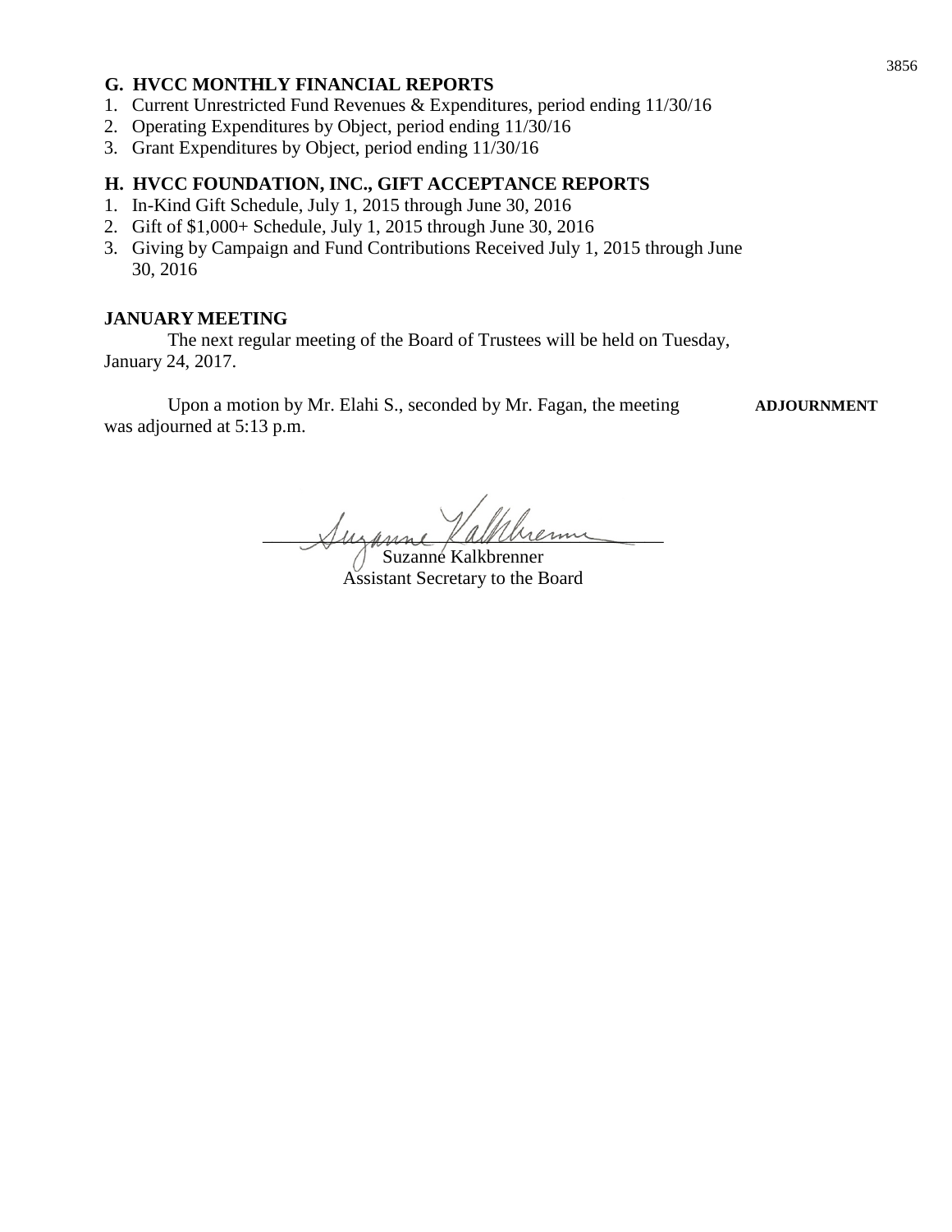### G. HVCC MONTHLY FINANCIAL REPORTS

1. Current Unrestricted Fund Revenues & Expenditures, period ending 11/30/16
2. Operating Expenditures by Object, period ending 11/30/16
3. Grant Expenditures by Object, period ending 11/30/16

### H. HVCC FOUNDATION, INC., GIFT ACCEPTANCE REPORTS

1. In-Kind Gift Schedule, July 1, 2015 through June 30, 2016
2. Gift of $1,000+ Schedule, July 1, 2015 through June 30, 2016
3. Giving by Campaign and Fund Contributions Received July 1, 2015 through June 30, 2016

**JANUARY MEETING**

The next regular meeting of the Board of Trustees will be held on Tuesday, January 24, 2017.

**ADJOURNMENT**

Upon a motion by Mr. Elahi S., seconded by Mr. Fagan, the meeting was adjourned at 5:13 p.m.

Suzanne Kalkbrenner
Assistant Secretary to the Board